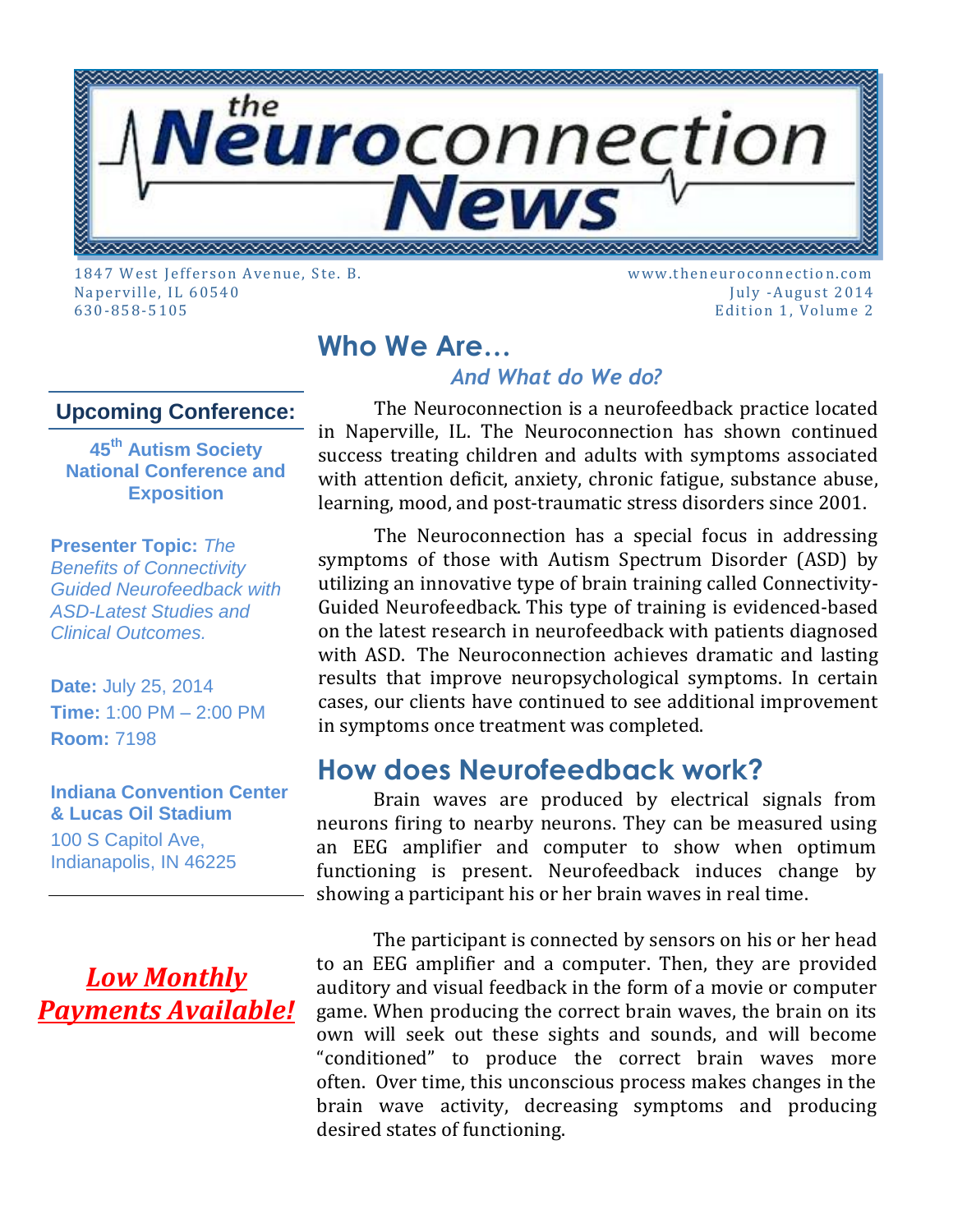# the Neuroconnection News

1847 West Jefferson Avenue, Ste. B.
Naperville, IL 60540
630-858-5105

www.theneuroconnection.com
July -August 2014
Edition 1, Volume 2

## Who We Are…

### *And What do We do?*

The Neuroconnection is a neurofeedback practice located in Naperville, IL. The Neuroconnection has shown continued success treating children and adults with symptoms associated with attention deficit, anxiety, chronic fatigue, substance abuse, learning, mood, and post-traumatic stress disorders since 2001.

The Neuroconnection has a special focus in addressing symptoms of those with Autism Spectrum Disorder (ASD) by utilizing an innovative type of brain training called Connectivity-Guided Neurofeedback. This type of training is evidenced-based on the latest research in neurofeedback with patients diagnosed with ASD. The Neuroconnection achieves dramatic and lasting results that improve neuropsychological symptoms. In certain cases, our clients have continued to see additional improvement in symptoms once treatment was completed.

## How does Neurofeedback work?

Brain waves are produced by electrical signals from neurons firing to nearby neurons. They can be measured using an EEG amplifier and computer to show when optimum functioning is present. Neurofeedback induces change by showing a participant his or her brain waves in real time.

The participant is connected by sensors on his or her head to an EEG amplifier and a computer. Then, they are provided auditory and visual feedback in the form of a movie or computer game. When producing the correct brain waves, the brain on its own will seek out these sights and sounds, and will become "conditioned" to produce the correct brain waves more often. Over time, this unconscious process makes changes in the brain wave activity, decreasing symptoms and producing desired states of functioning.

---

### Upcoming Conference:

**45th Autism Society National Conference and Exposition**

**Presenter Topic:** *The Benefits of Connectivity Guided Neurofeedback with ASD-Latest Studies and Clinical Outcomes.*

**Date:** July 25, 2014
**Time:** 1:00 PM – 2:00 PM
**Room:** 7198

**Indiana Convention Center & Lucas Oil Stadium**
100 S Capitol Ave,
Indianapolis, IN 46225

---

***Low Monthly Payments Available!***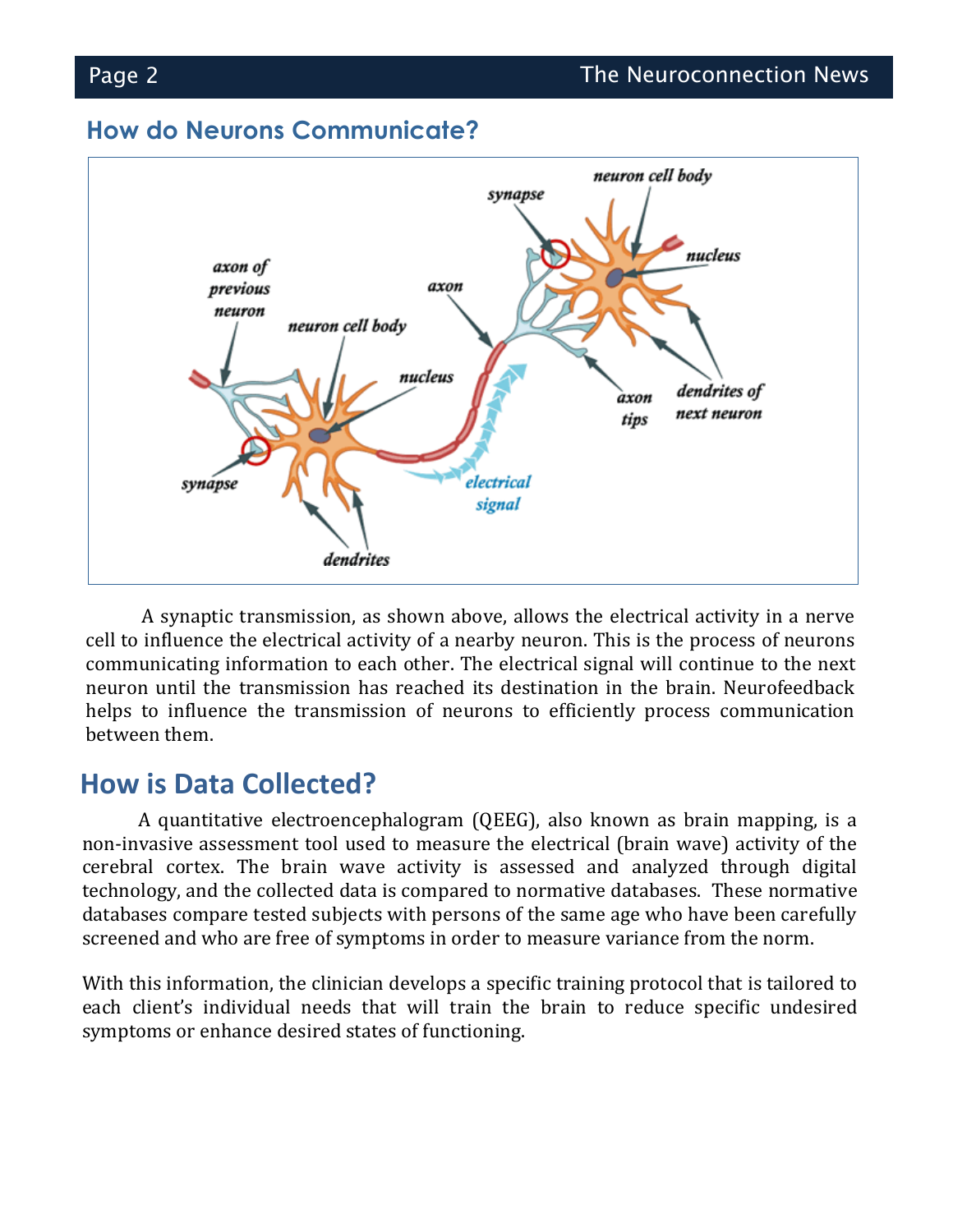## How do Neurons Communicate?

A synaptic transmission, as shown above, allows the electrical activity in a nerve cell to influence the electrical activity of a nearby neuron. This is the process of neurons communicating information to each other. The electrical signal will continue to the next neuron until the transmission has reached its destination in the brain. Neurofeedback helps to influence the transmission of neurons to efficiently process communication between them.

## How is Data Collected?

A quantitative electroencephalogram (QEEG), also known as brain mapping, is a non-invasive assessment tool used to measure the electrical (brain wave) activity of the cerebral cortex. The brain wave activity is assessed and analyzed through digital technology, and the collected data is compared to normative databases. These normative databases compare tested subjects with persons of the same age who have been carefully screened and who are free of symptoms in order to measure variance from the norm.

With this information, the clinician develops a specific training protocol that is tailored to each client's individual needs that will train the brain to reduce specific undesired symptoms or enhance desired states of functioning.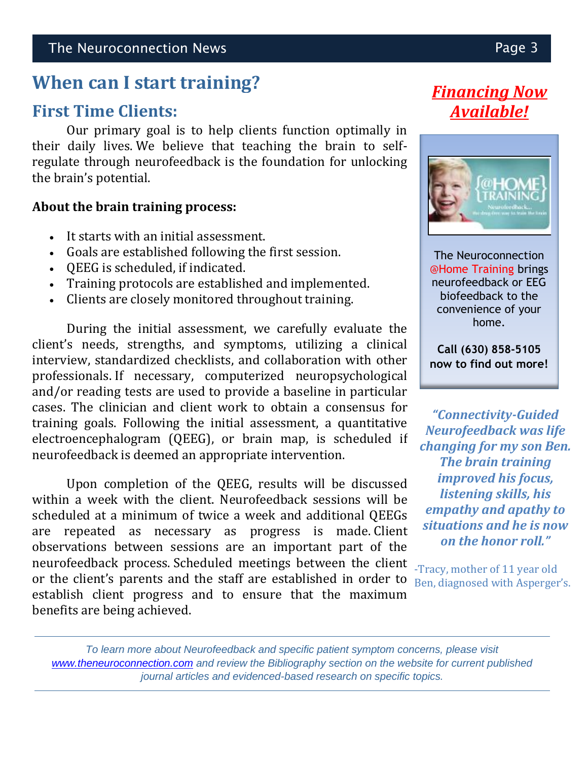# When can I start training?

## First Time Clients:

Our primary goal is to help clients function optimally in their daily lives. We believe that teaching the brain to self-regulate through neurofeedback is the foundation for unlocking the brain's potential.

**About the brain training process:**

- It starts with an initial assessment.
- Goals are established following the first session.
- QEEG is scheduled, if indicated.
- Training protocols are established and implemented.
- Clients are closely monitored throughout training.

During the initial assessment, we carefully evaluate the client's needs, strengths, and symptoms, utilizing a clinical interview, standardized checklists, and collaboration with other professionals. If necessary, computerized neuropsychological and/or reading tests are used to provide a baseline in particular cases. The clinician and client work to obtain a consensus for training goals. Following the initial assessment, a quantitative electroencephalogram (QEEG), or brain map, is scheduled if neurofeedback is deemed an appropriate intervention.

Upon completion of the QEEG, results will be discussed within a week with the client. Neurofeedback sessions will be scheduled at a minimum of twice a week and additional QEEGs are repeated as necessary as progress is made. Client observations between sessions are an important part of the neurofeedback process. Scheduled meetings between the client or the client's parents and the staff are established in order to establish client progress and to ensure that the maximum benefits are being achieved.

***Financing Now Available!***

The Neuroconnection @Home Training brings neurofeedback or EEG biofeedback to the convenience of your home.

**Call (630) 858-5105 now to find out more!**

***"Connectivity-Guided Neurofeedback was life changing for my son Ben. The brain training improved his focus, listening skills, his empathy and apathy to situations and he is now on the honor roll."***

-Tracy, mother of 11 year old Ben, diagnosed with Asperger's.

*To learn more about Neurofeedback and specific patient symptom concerns, please visit www.theneuroconnection.com and review the Bibliography section on the website for current published journal articles and evidenced-based research on specific topics.*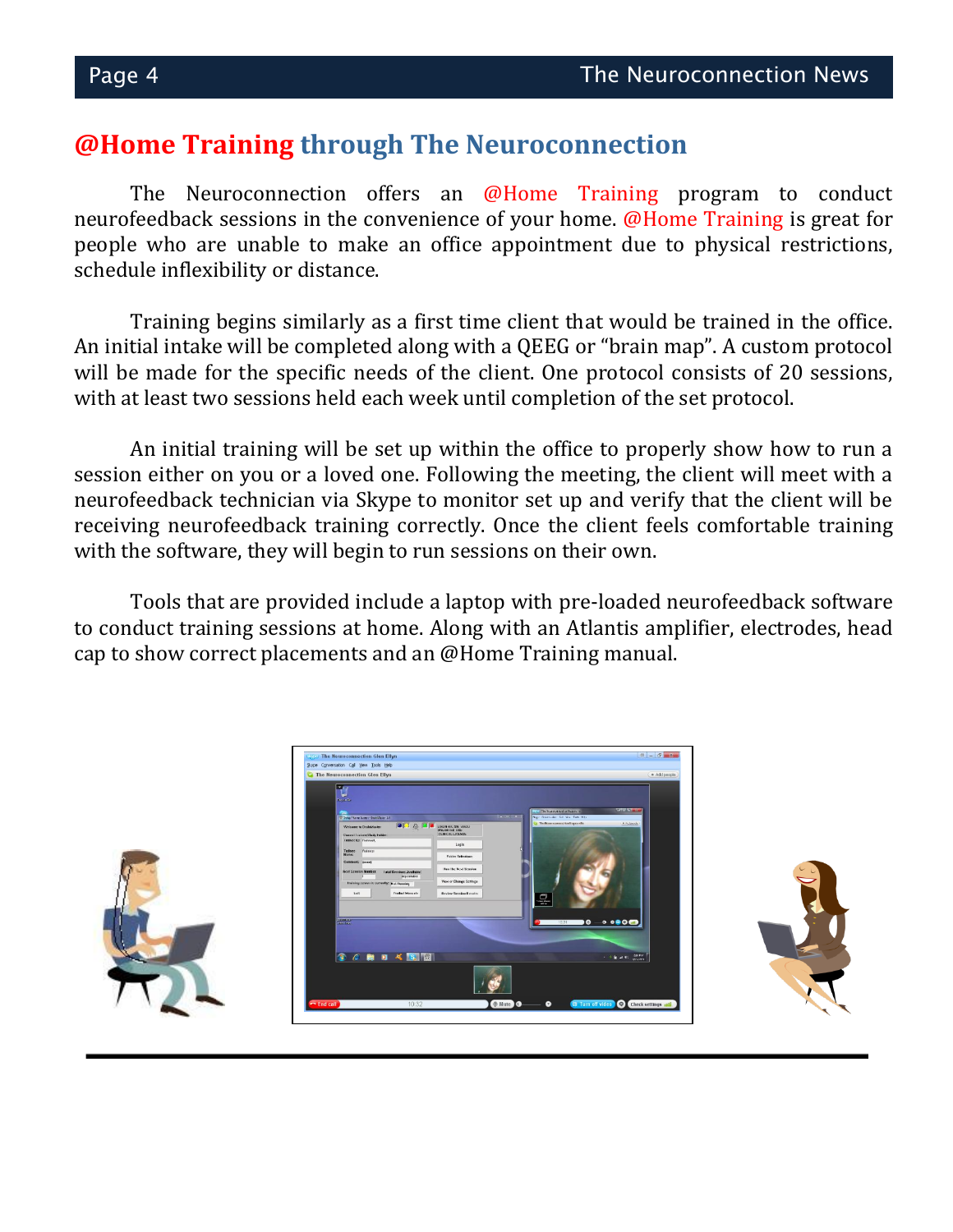## @Home Training through The Neuroconnection

The Neuroconnection offers an @Home Training program to conduct neurofeedback sessions in the convenience of your home. @Home Training is great for people who are unable to make an office appointment due to physical restrictions, schedule inflexibility or distance.

Training begins similarly as a first time client that would be trained in the office. An initial intake will be completed along with a QEEG or “brain map”. A custom protocol will be made for the specific needs of the client. One protocol consists of 20 sessions, with at least two sessions held each week until completion of the set protocol.

An initial training will be set up within the office to properly show how to run a session either on you or a loved one. Following the meeting, the client will meet with a neurofeedback technician via Skype to monitor set up and verify that the client will be receiving neurofeedback training correctly. Once the client feels comfortable training with the software, they will begin to run sessions on their own.

Tools that are provided include a laptop with pre-loaded neurofeedback software to conduct training sessions at home. Along with an Atlantis amplifier, electrodes, head cap to show correct placements and an @Home Training manual.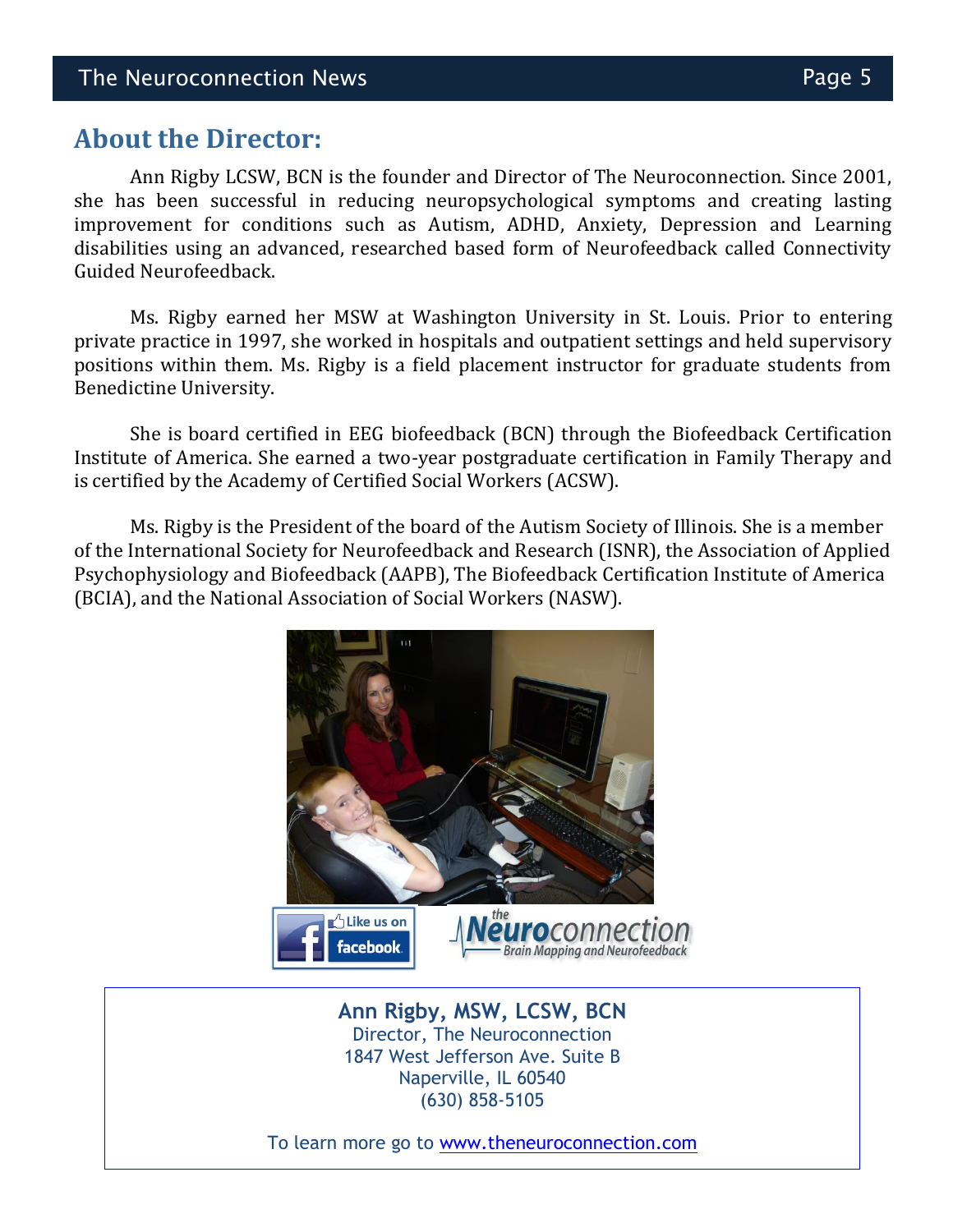## About the Director:

Ann Rigby LCSW, BCN is the founder and Director of The Neuroconnection. Since 2001, she has been successful in reducing neuropsychological symptoms and creating lasting improvement for conditions such as Autism, ADHD, Anxiety, Depression and Learning disabilities using an advanced, researched based form of Neurofeedback called Connectivity Guided Neurofeedback.

Ms. Rigby earned her MSW at Washington University in St. Louis. Prior to entering private practice in 1997, she worked in hospitals and outpatient settings and held supervisory positions within them. Ms. Rigby is a field placement instructor for graduate students from Benedictine University.

She is board certified in EEG biofeedback (BCN) through the Biofeedback Certification Institute of America. She earned a two-year postgraduate certification in Family Therapy and is certified by the Academy of Certified Social Workers (ACSW).

Ms. Rigby is the President of the board of the Autism Society of Illinois. She is a member of the International Society for Neurofeedback and Research (ISNR), the Association of Applied Psychophysiology and Biofeedback (AAPB), The Biofeedback Certification Institute of America (BCIA), and the National Association of Social Workers (NASW).

Like us on facebook

the Neuroconnection
Brain Mapping and Neurofeedback

**Ann Rigby, MSW, LCSW, BCN**
Director, The Neuroconnection
1847 West Jefferson Ave. Suite B
Naperville, IL 60540
(630) 858-5105

To learn more go to www.theneuroconnection.com